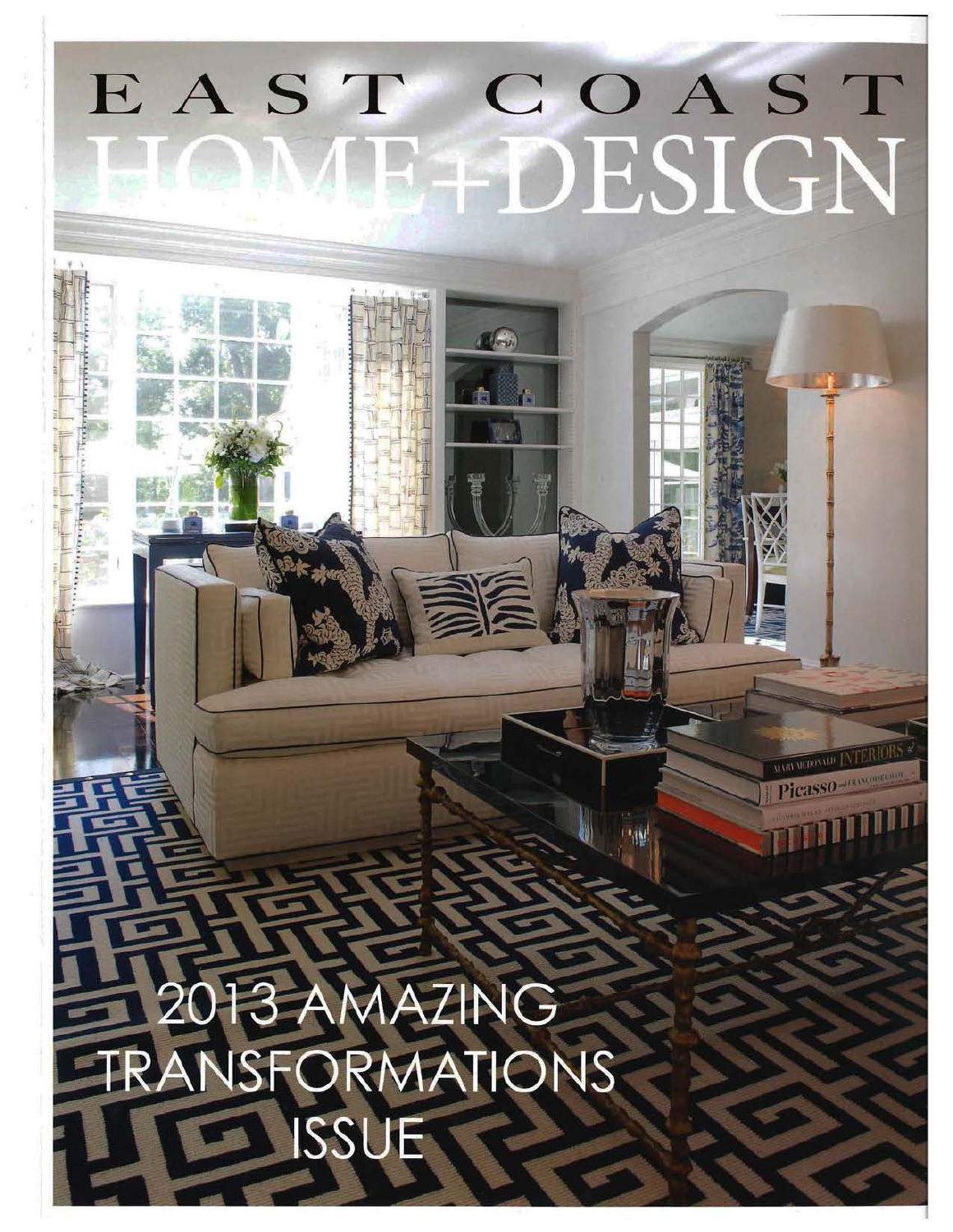# EAST COAST HOME+DESIGN

## 2013 AMAZING TRANSFORMATIONS ISSUE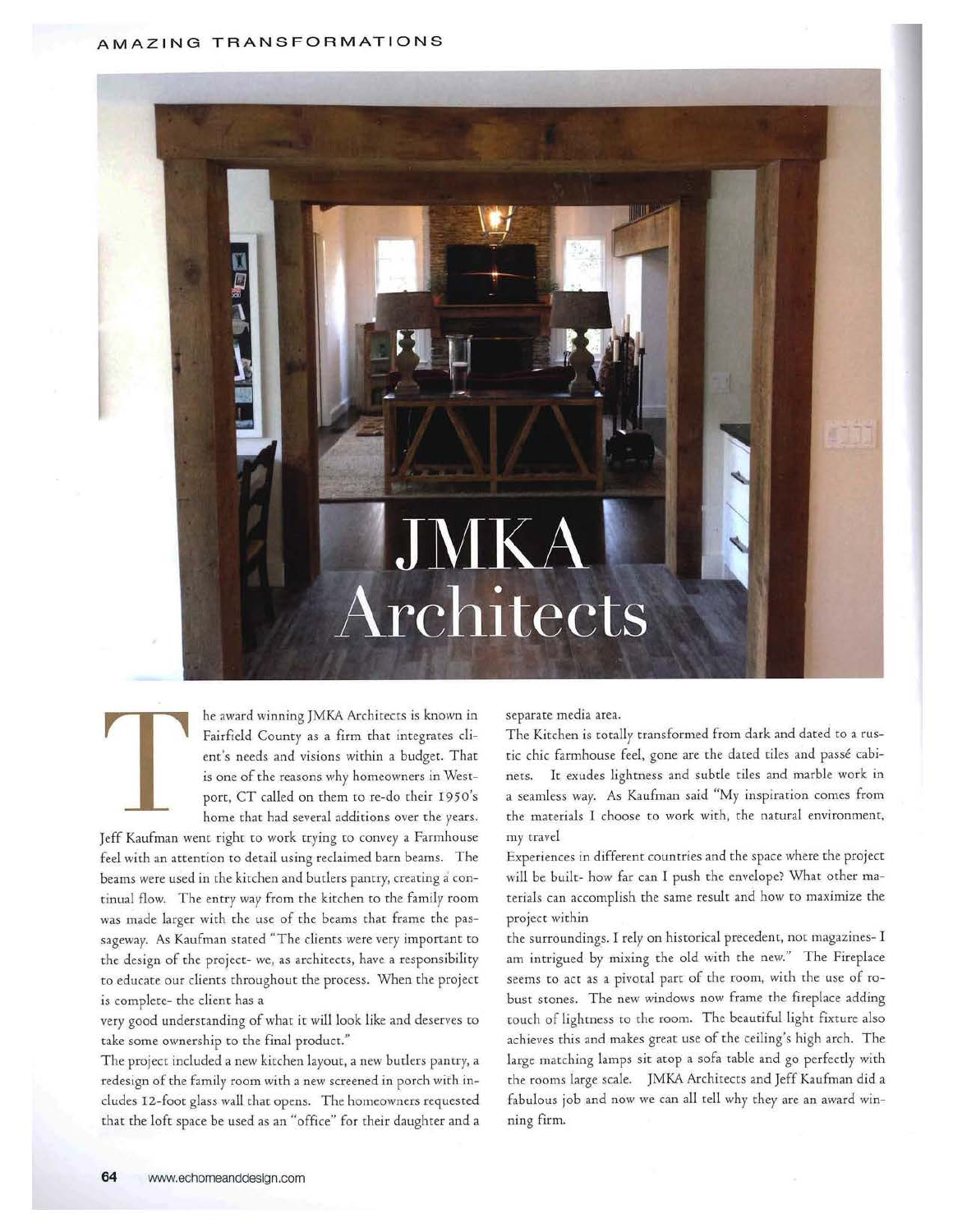# JMKA Architects

The award winning JMKA Architects is known in Fairfield County as a firm that integrates client's needs and visions within a budget. That is one of the reasons why homeowners in Westport, CT called on them to re-do their 1950's home that had several additions over the years.

Jeff Kaufman went right to work trying to convey a Farmhouse feel with an attention to detail using reclaimed barn beams. The beams were used in the kitchen and butlers pantry, creating a continual flow. The entry way from the kitchen to the family room was made larger with the use of the beams that frame the passageway. As Kaufman stated "The clients were very important to the design of the project- we, as architects, have a responsibility to educate our clients throughout the process. When the project is complete- the client has a

very good understanding of what it will look like and deserves to take some ownership to the final product."

The project included a new kitchen layout, a new butlers pantry, a redesign of the family room with a new screened in porch with includes 12-foot glass wall that opens. The homeowners requested that the loft space be used as an "office" for their daughter and a separate media area.

The Kitchen is totally transformed from dark and dated to a rustic chic farmhouse feel, gone are the dated tiles and passé cabinets. It exudes lightness and subtle tiles and marble work in a seamless way. As Kaufman said "My inspiration comes from the materials I choose to work with, the natural environment, my travel

Experiences in different countries and the space where the project will be built- how far can I push the envelope? What other materials can accomplish the same result and how to maximize the project within

the surroundings. I rely on historical precedent, not magazines- I am intrigued by mixing the old with the new." The Fireplace seems to act as a pivotal part of the room, with the use of robust stones. The new windows now frame the fireplace adding touch of lightness to the room. The beautiful light fixture also achieves this and makes great use of the ceiling's high arch. The large matching lamps sit atop a sofa table and go perfectly with the rooms large scale. JMKA Architects and Jeff Kaufman did a fabulous job and now we can all tell why they are an award winning firm.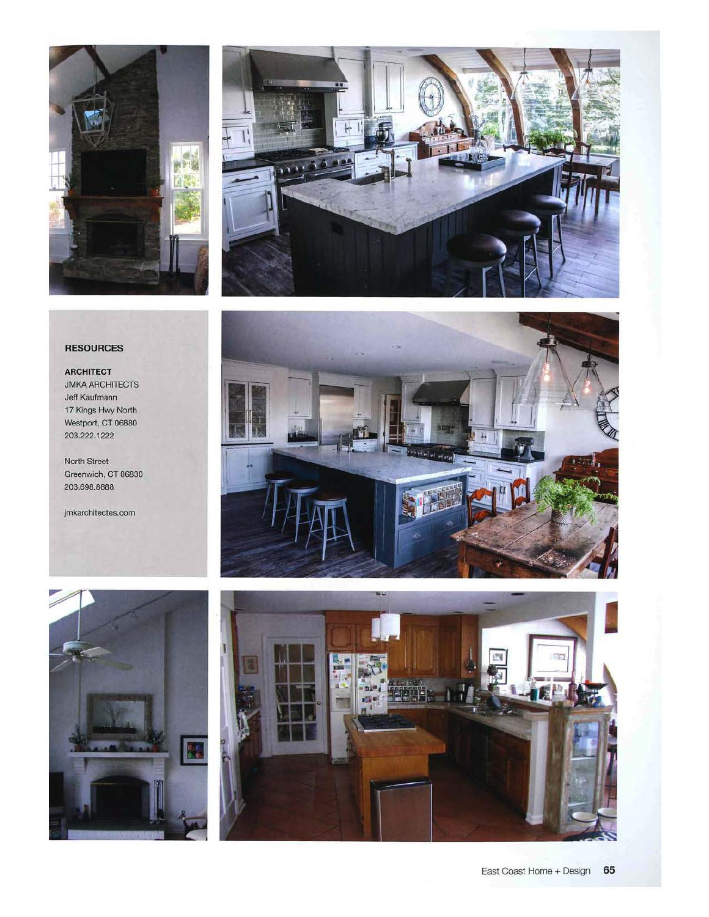## RESOURCES

**ARCHITECT**

JMKA ARCHITECTS
Jeff Kaufmann
17 Kings Hwy North
Westport, CT 06880
203.222.1222

North Street
Greenwich, CT 06830
203.698.8888

jmkarchitectes.com